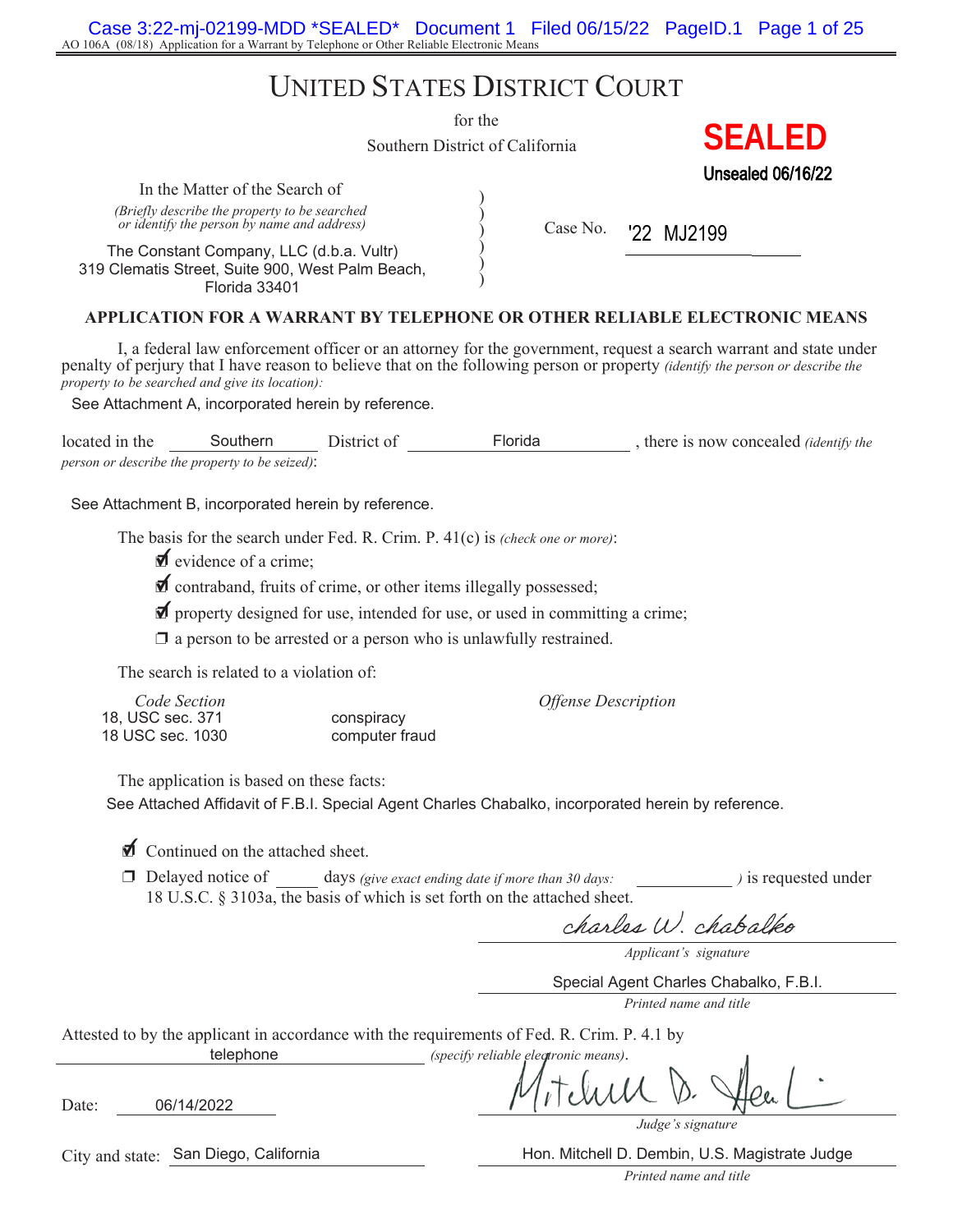AO 106A (08/18) Application for a Warrant by Telephone or Other Reliable Electronic Means

# UNITED STATES DISTRICT COURT

for the

Southern District of California

**SEALED**

**Unsealed 06/16/22**

In the Matter of the Search of

*(Briefly describe the property to be searched or identify the person by name and address)*

The Constant Company, LLC (d.b.a. Vultr)
319 Clematis Street, Suite 900, West Palm Beach, Florida 33401

Case No. '22 MJ2199

## APPLICATION FOR A WARRANT BY TELEPHONE OR OTHER RELIABLE ELECTRONIC MEANS

I, a federal law enforcement officer or an attorney for the government, request a search warrant and state under penalty of perjury that I have reason to believe that on the following person or property *(identify the person or describe the property to be searched and give its location)*:

See Attachment A, incorporated herein by reference.

located in the Southern District of Florida, there is now concealed *(identify the person or describe the property to be seized)*:

See Attachment B, incorporated herein by reference.

The basis for the search under Fed. R. Crim. P. 41(c) is *(check one or more)*:

- ☑ evidence of a crime;
- ☑ contraband, fruits of crime, or other items illegally possessed;
- ☑ property designed for use, intended for use, or used in committing a crime;
- ☐ a person to be arrested or a person who is unlawfully restrained.

The search is related to a violation of:

| *Code Section* | *Offense Description* |
|---|---|
| 18, USC sec. 371 | conspiracy |
| 18 USC sec. 1030 | computer fraud |

The application is based on these facts:

See Attached Affidavit of F.B.I. Special Agent Charles Chabalko, incorporated herein by reference.

☑ Continued on the attached sheet.

☐ Delayed notice of ____ days *(give exact ending date if more than 30 days:* ________ *)* is requested under 18 U.S.C. § 3103a, the basis of which is set forth on the attached sheet.

Charles W. Chabalko

*Applicant's signature*

Special Agent Charles Chabalko, F.B.I.

*Printed name and title*

Attested to by the applicant in accordance with the requirements of Fed. R. Crim. P. 4.1 by telephone *(specify reliable electronic means)*.

Date: 06/14/2022

Mitchell D. Dembin

*Judge's signature*

City and state: San Diego, California

Hon. Mitchell D. Dembin, U.S. Magistrate Judge

*Printed name and title*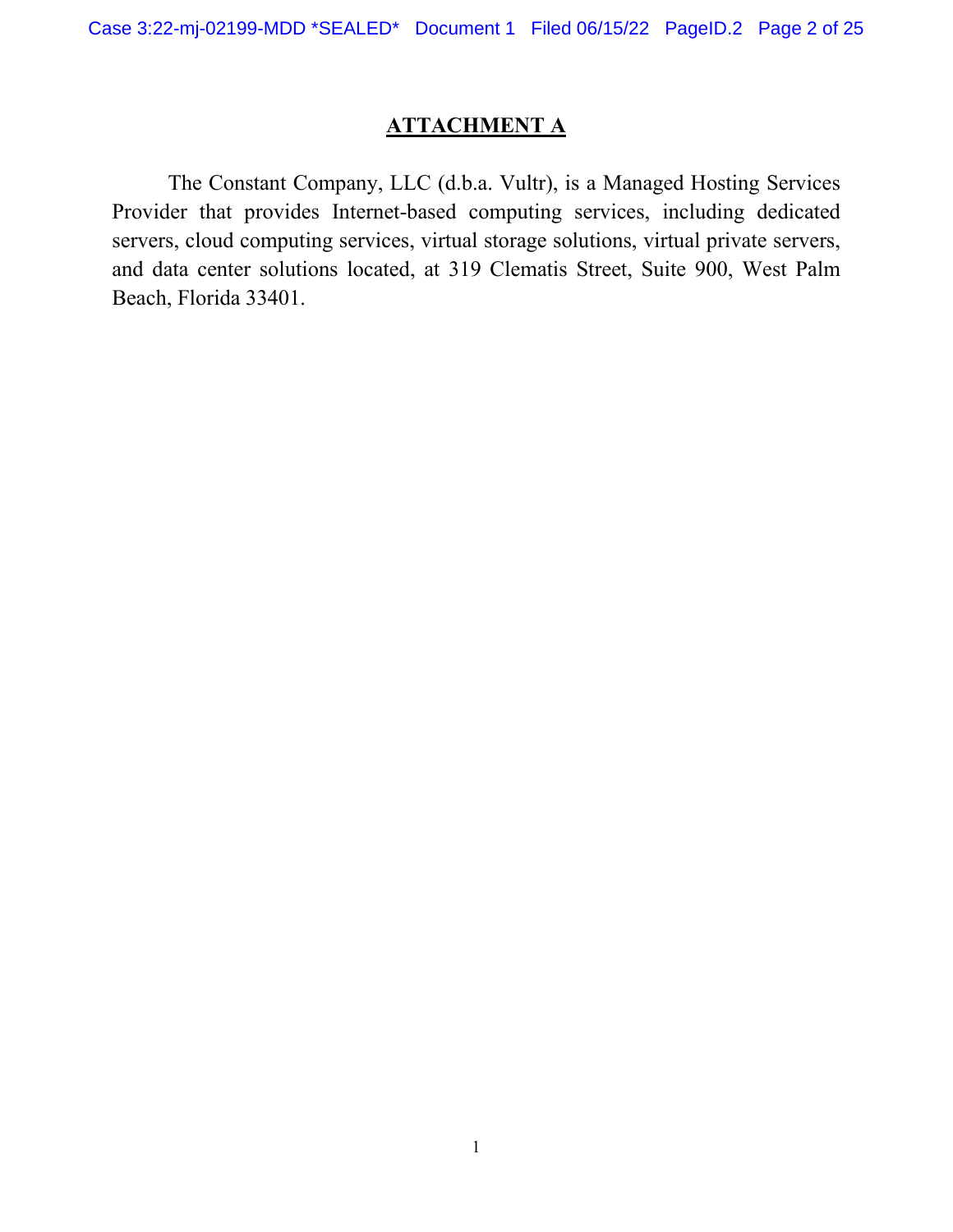# ATTACHMENT A

The Constant Company, LLC (d.b.a. Vultr), is a Managed Hosting Services Provider that provides Internet-based computing services, including dedicated servers, cloud computing services, virtual storage solutions, virtual private servers, and data center solutions located, at 319 Clematis Street, Suite 900, West Palm Beach, Florida 33401.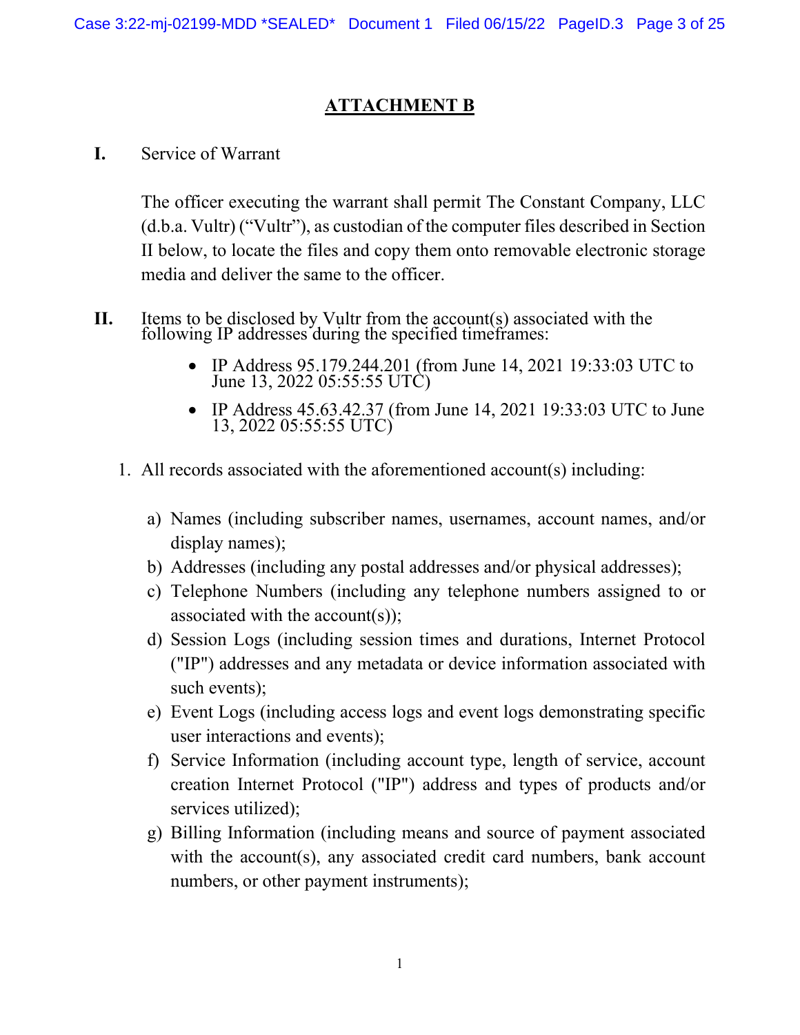## ATTACHMENT B

**I.** Service of Warrant

The officer executing the warrant shall permit The Constant Company, LLC (d.b.a. Vultr) ("Vultr"), as custodian of the computer files described in Section II below, to locate the files and copy them onto removable electronic storage media and deliver the same to the officer.

**II.** Items to be disclosed by Vultr from the account(s) associated with the following IP addresses during the specified timeframes:

- IP Address 95.179.244.201 (from June 14, 2021 19:33:03 UTC to June 13, 2022 05:55:55 UTC)
- IP Address 45.63.42.37 (from June 14, 2021 19:33:03 UTC to June 13, 2022 05:55:55 UTC)

1. All records associated with the aforementioned account(s) including:

   a) Names (including subscriber names, usernames, account names, and/or display names);
   b) Addresses (including any postal addresses and/or physical addresses);
   c) Telephone Numbers (including any telephone numbers assigned to or associated with the account(s));
   d) Session Logs (including session times and durations, Internet Protocol ("IP") addresses and any metadata or device information associated with such events);
   e) Event Logs (including access logs and event logs demonstrating specific user interactions and events);
   f) Service Information (including account type, length of service, account creation Internet Protocol ("IP") address and types of products and/or services utilized);
   g) Billing Information (including means and source of payment associated with the account(s), any associated credit card numbers, bank account numbers, or other payment instruments);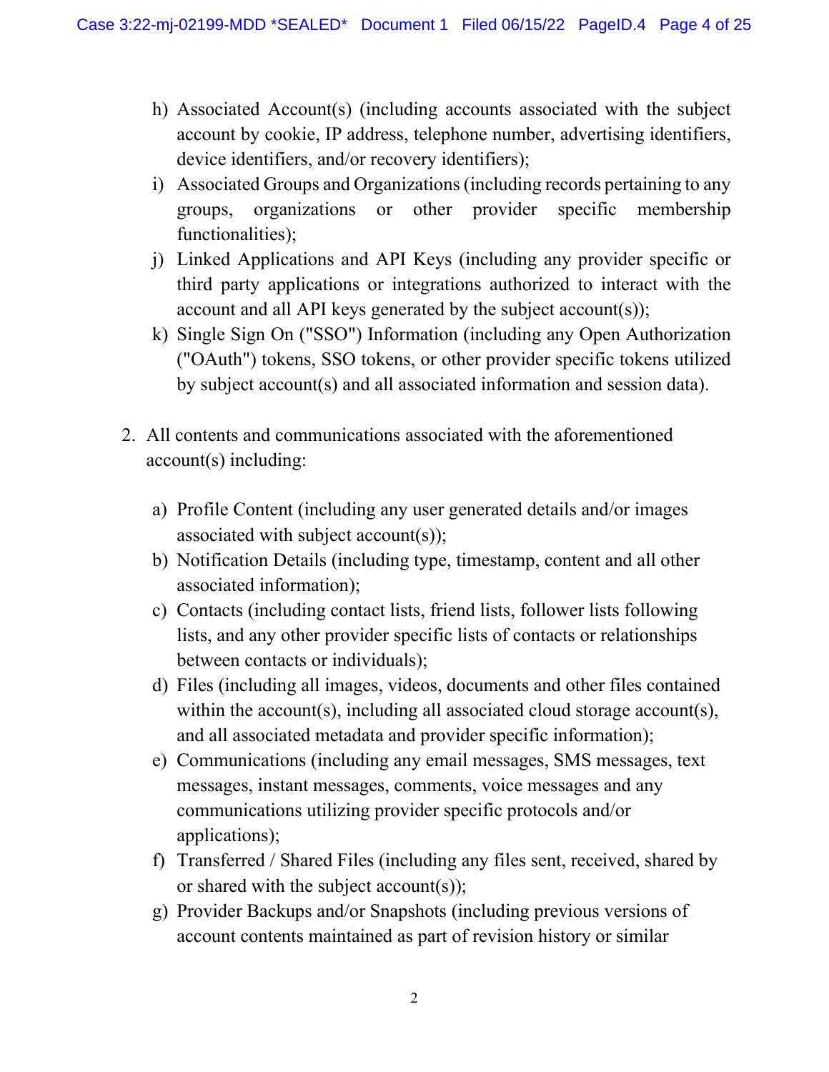h) Associated Account(s) (including accounts associated with the subject account by cookie, IP address, telephone number, advertising identifiers, device identifiers, and/or recovery identifiers);
i) Associated Groups and Organizations (including records pertaining to any groups, organizations or other provider specific membership functionalities);
j) Linked Applications and API Keys (including any provider specific or third party applications or integrations authorized to interact with the account and all API keys generated by the subject account(s));
k) Single Sign On ("SSO") Information (including any Open Authorization ("OAuth") tokens, SSO tokens, or other provider specific tokens utilized by subject account(s) and all associated information and session data).

2. All contents and communications associated with the aforementioned account(s) including:

   a) Profile Content (including any user generated details and/or images associated with subject account(s));
   b) Notification Details (including type, timestamp, content and all other associated information);
   c) Contacts (including contact lists, friend lists, follower lists following lists, and any other provider specific lists of contacts or relationships between contacts or individuals);
   d) Files (including all images, videos, documents and other files contained within the account(s), including all associated cloud storage account(s), and all associated metadata and provider specific information);
   e) Communications (including any email messages, SMS messages, text messages, instant messages, comments, voice messages and any communications utilizing provider specific protocols and/or applications);
   f) Transferred / Shared Files (including any files sent, received, shared by or shared with the subject account(s));
   g) Provider Backups and/or Snapshots (including previous versions of account contents maintained as part of revision history or similar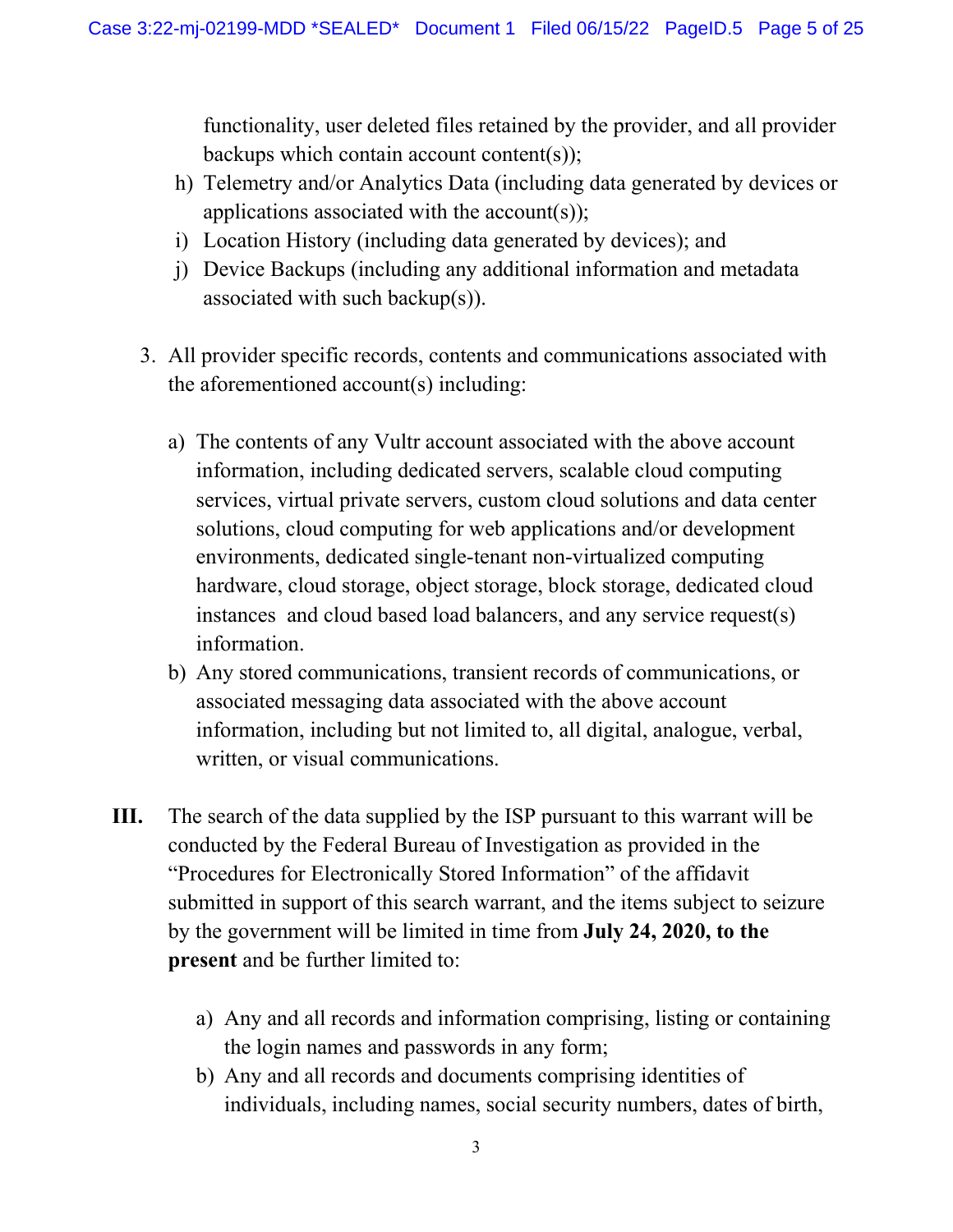functionality, user deleted files retained by the provider, and all provider backups which contain account content(s));

h) Telemetry and/or Analytics Data (including data generated by devices or applications associated with the account(s));

i) Location History (including data generated by devices); and

j) Device Backups (including any additional information and metadata associated with such backup(s)).

3. All provider specific records, contents and communications associated with the aforementioned account(s) including:

   a) The contents of any Vultr account associated with the above account information, including dedicated servers, scalable cloud computing services, virtual private servers, custom cloud solutions and data center solutions, cloud computing for web applications and/or development environments, dedicated single-tenant non-virtualized computing hardware, cloud storage, object storage, block storage, dedicated cloud instances and cloud based load balancers, and any service request(s) information.

   b) Any stored communications, transient records of communications, or associated messaging data associated with the above account information, including but not limited to, all digital, analogue, verbal, written, or visual communications.

**III.** The search of the data supplied by the ISP pursuant to this warrant will be conducted by the Federal Bureau of Investigation as provided in the "Procedures for Electronically Stored Information" of the affidavit submitted in support of this search warrant, and the items subject to seizure by the government will be limited in time from **July 24, 2020, to the present** and be further limited to:

   a) Any and all records and information comprising, listing or containing the login names and passwords in any form;

   b) Any and all records and documents comprising identities of individuals, including names, social security numbers, dates of birth,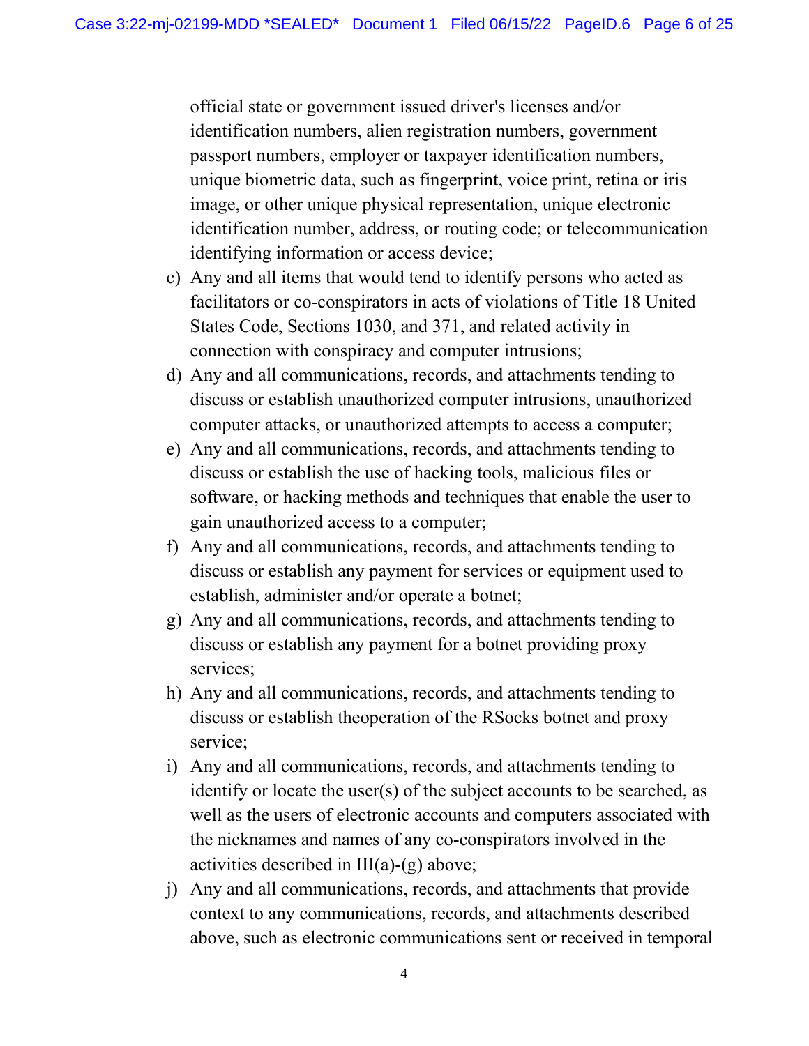official state or government issued driver's licenses and/or identification numbers, alien registration numbers, government passport numbers, employer or taxpayer identification numbers, unique biometric data, such as fingerprint, voice print, retina or iris image, or other unique physical representation, unique electronic identification number, address, or routing code; or telecommunication identifying information or access device;

c) Any and all items that would tend to identify persons who acted as facilitators or co-conspirators in acts of violations of Title 18 United States Code, Sections 1030, and 371, and related activity in connection with conspiracy and computer intrusions;

d) Any and all communications, records, and attachments tending to discuss or establish unauthorized computer intrusions, unauthorized computer attacks, or unauthorized attempts to access a computer;

e) Any and all communications, records, and attachments tending to discuss or establish the use of hacking tools, malicious files or software, or hacking methods and techniques that enable the user to gain unauthorized access to a computer;

f) Any and all communications, records, and attachments tending to discuss or establish any payment for services or equipment used to establish, administer and/or operate a botnet;

g) Any and all communications, records, and attachments tending to discuss or establish any payment for a botnet providing proxy services;

h) Any and all communications, records, and attachments tending to discuss or establish theoperation of the RSocks botnet and proxy service;

i) Any and all communications, records, and attachments tending to identify or locate the user(s) of the subject accounts to be searched, as well as the users of electronic accounts and computers associated with the nicknames and names of any co-conspirators involved in the activities described in III(a)-(g) above;

j) Any and all communications, records, and attachments that provide context to any communications, records, and attachments described above, such as electronic communications sent or received in temporal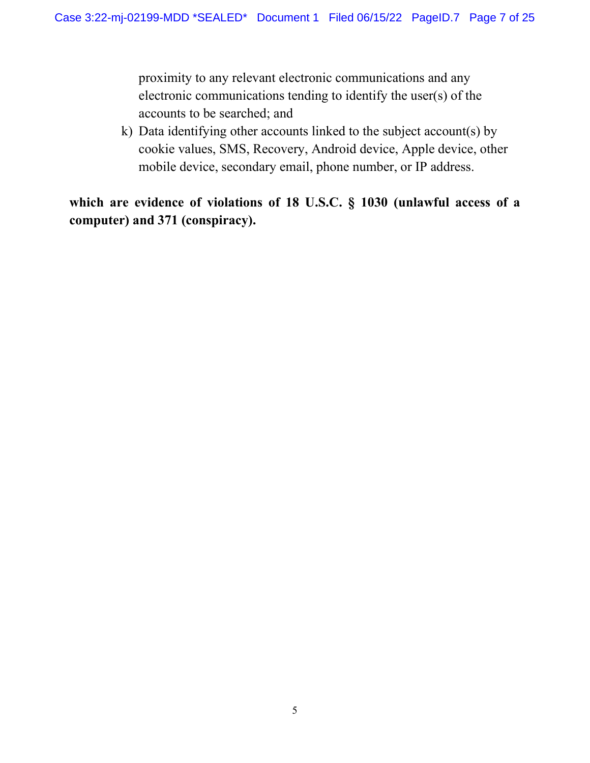proximity to any relevant electronic communications and any electronic communications tending to identify the user(s) of the accounts to be searched; and

k) Data identifying other accounts linked to the subject account(s) by cookie values, SMS, Recovery, Android device, Apple device, other mobile device, secondary email, phone number, or IP address.

**which are evidence of violations of 18 U.S.C. § 1030 (unlawful access of a computer) and 371 (conspiracy).**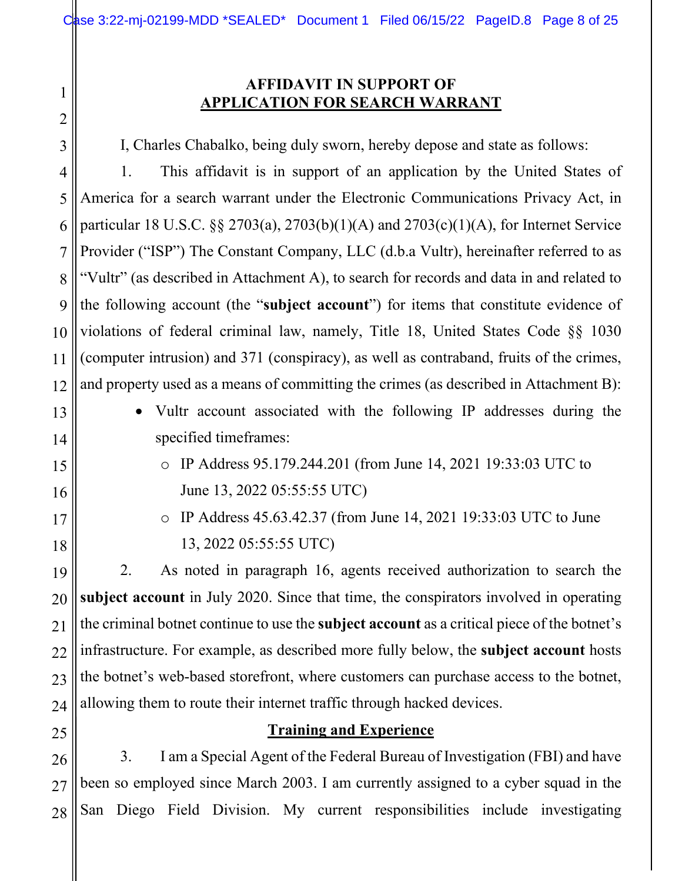## AFFIDAVIT IN SUPPORT OF APPLICATION FOR SEARCH WARRANT

I, Charles Chabalko, being duly sworn, hereby depose and state as follows:

1. This affidavit is in support of an application by the United States of America for a search warrant under the Electronic Communications Privacy Act, in particular 18 U.S.C. §§ 2703(a), 2703(b)(1)(A) and 2703(c)(1)(A), for Internet Service Provider ("ISP") The Constant Company, LLC (d.b.a Vultr), hereinafter referred to as "Vultr" (as described in Attachment A), to search for records and data in and related to the following account (the "**subject account**") for items that constitute evidence of violations of federal criminal law, namely, Title 18, United States Code §§ 1030 (computer intrusion) and 371 (conspiracy), as well as contraband, fruits of the crimes, and property used as a means of committing the crimes (as described in Attachment B):

- Vultr account associated with the following IP addresses during the specified timeframes:
  - IP Address 95.179.244.201 (from June 14, 2021 19:33:03 UTC to June 13, 2022 05:55:55 UTC)
  - IP Address 45.63.42.37 (from June 14, 2021 19:33:03 UTC to June 13, 2022 05:55:55 UTC)

2. As noted in paragraph 16, agents received authorization to search the **subject account** in July 2020. Since that time, the conspirators involved in operating the criminal botnet continue to use the **subject account** as a critical piece of the botnet's infrastructure. For example, as described more fully below, the **subject account** hosts the botnet's web-based storefront, where customers can purchase access to the botnet, allowing them to route their internet traffic through hacked devices.

### Training and Experience

3. I am a Special Agent of the Federal Bureau of Investigation (FBI) and have been so employed since March 2003. I am currently assigned to a cyber squad in the San Diego Field Division. My current responsibilities include investigating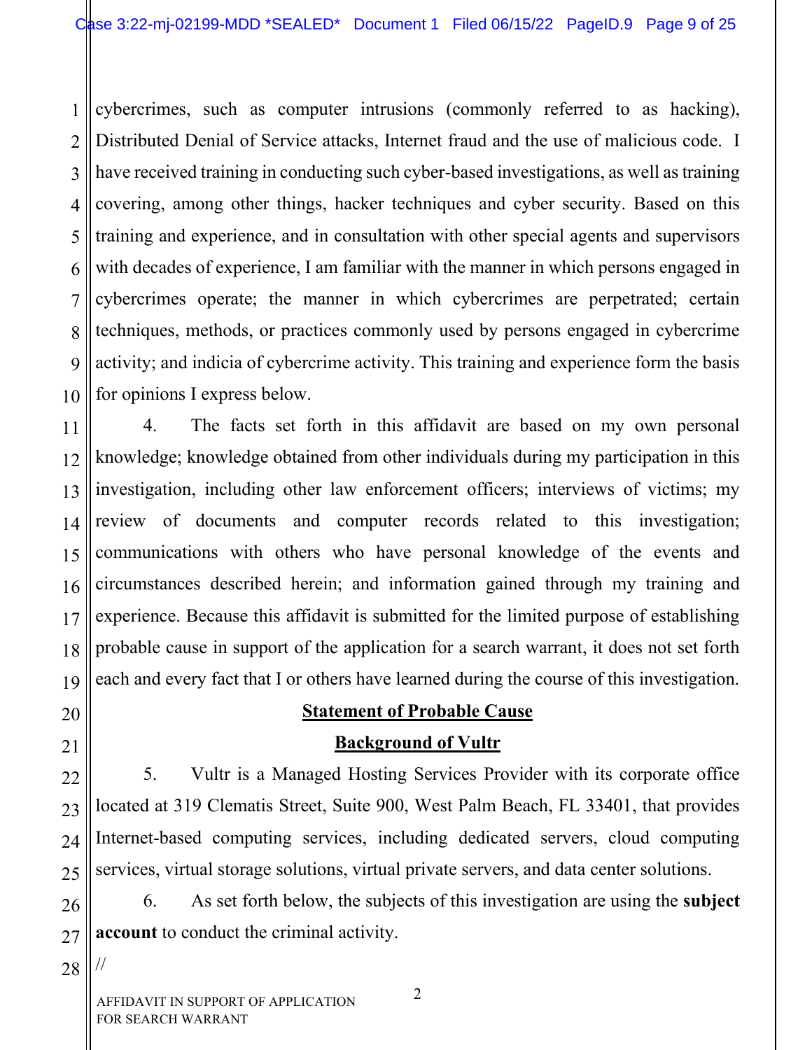cybercrimes, such as computer intrusions (commonly referred to as hacking), Distributed Denial of Service attacks, Internet fraud and the use of malicious code. I have received training in conducting such cyber-based investigations, as well as training covering, among other things, hacker techniques and cyber security. Based on this training and experience, and in consultation with other special agents and supervisors with decades of experience, I am familiar with the manner in which persons engaged in cybercrimes operate; the manner in which cybercrimes are perpetrated; certain techniques, methods, or practices commonly used by persons engaged in cybercrime activity; and indicia of cybercrime activity. This training and experience form the basis for opinions I express below.

4. The facts set forth in this affidavit are based on my own personal knowledge; knowledge obtained from other individuals during my participation in this investigation, including other law enforcement officers; interviews of victims; my review of documents and computer records related to this investigation; communications with others who have personal knowledge of the events and circumstances described herein; and information gained through my training and experience. Because this affidavit is submitted for the limited purpose of establishing probable cause in support of the application for a search warrant, it does not set forth each and every fact that I or others have learned during the course of this investigation.

## Statement of Probable Cause

### Background of Vultr

5. Vultr is a Managed Hosting Services Provider with its corporate office located at 319 Clematis Street, Suite 900, West Palm Beach, FL 33401, that provides Internet-based computing services, including dedicated servers, cloud computing services, virtual storage solutions, virtual private servers, and data center solutions.

6. As set forth below, the subjects of this investigation are using the **subject account** to conduct the criminal activity.

//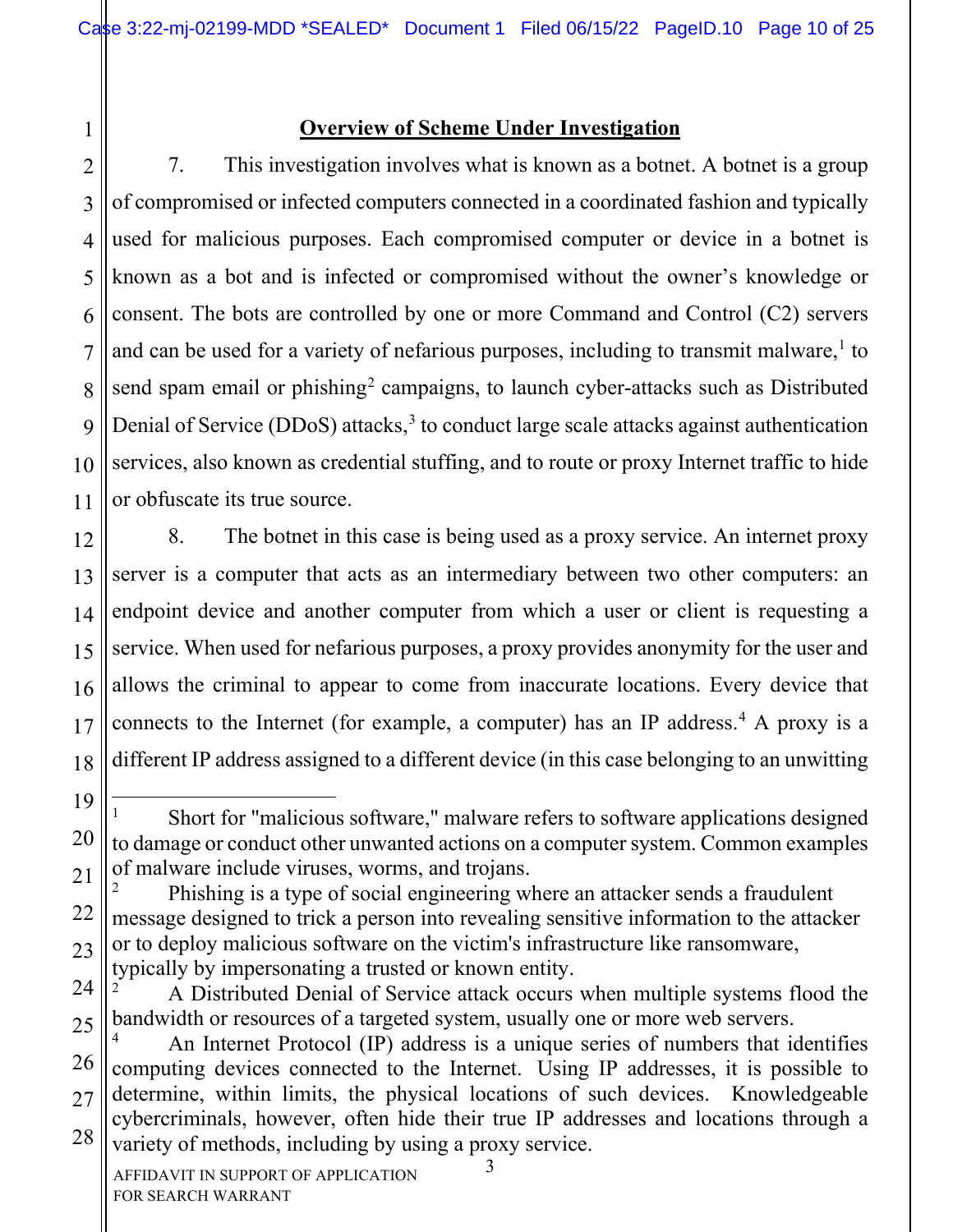**Overview of Scheme Under Investigation**

7. This investigation involves what is known as a botnet. A botnet is a group of compromised or infected computers connected in a coordinated fashion and typically used for malicious purposes. Each compromised computer or device in a botnet is known as a bot and is infected or compromised without the owner's knowledge or consent. The bots are controlled by one or more Command and Control (C2) servers and can be used for a variety of nefarious purposes, including to transmit malware,[1] to send spam email or phishing[2] campaigns, to launch cyber-attacks such as Distributed Denial of Service (DDoS) attacks,[3] to conduct large scale attacks against authentication services, also known as credential stuffing, and to route or proxy Internet traffic to hide or obfuscate its true source.

8. The botnet in this case is being used as a proxy service. An internet proxy server is a computer that acts as an intermediary between two other computers: an endpoint device and another computer from which a user or client is requesting a service. When used for nefarious purposes, a proxy provides anonymity for the user and allows the criminal to appear to come from inaccurate locations. Every device that connects to the Internet (for example, a computer) has an IP address.[4] A proxy is a different IP address assigned to a different device (in this case belonging to an unwitting

---

[1] Short for "malicious software," malware refers to software applications designed to damage or conduct other unwanted actions on a computer system. Common examples of malware include viruses, worms, and trojans.

[2] Phishing is a type of social engineering where an attacker sends a fraudulent message designed to trick a person into revealing sensitive information to the attacker or to deploy malicious software on the victim's infrastructure like ransomware, typically by impersonating a trusted or known entity.

[2] A Distributed Denial of Service attack occurs when multiple systems flood the bandwidth or resources of a targeted system, usually one or more web servers.

[4] An Internet Protocol (IP) address is a unique series of numbers that identifies computing devices connected to the Internet. Using IP addresses, it is possible to determine, within limits, the physical locations of such devices. Knowledgeable cybercriminals, however, often hide their true IP addresses and locations through a variety of methods, including by using a proxy service.

AFFIDAVIT IN SUPPORT OF APPLICATION FOR SEARCH WARRANT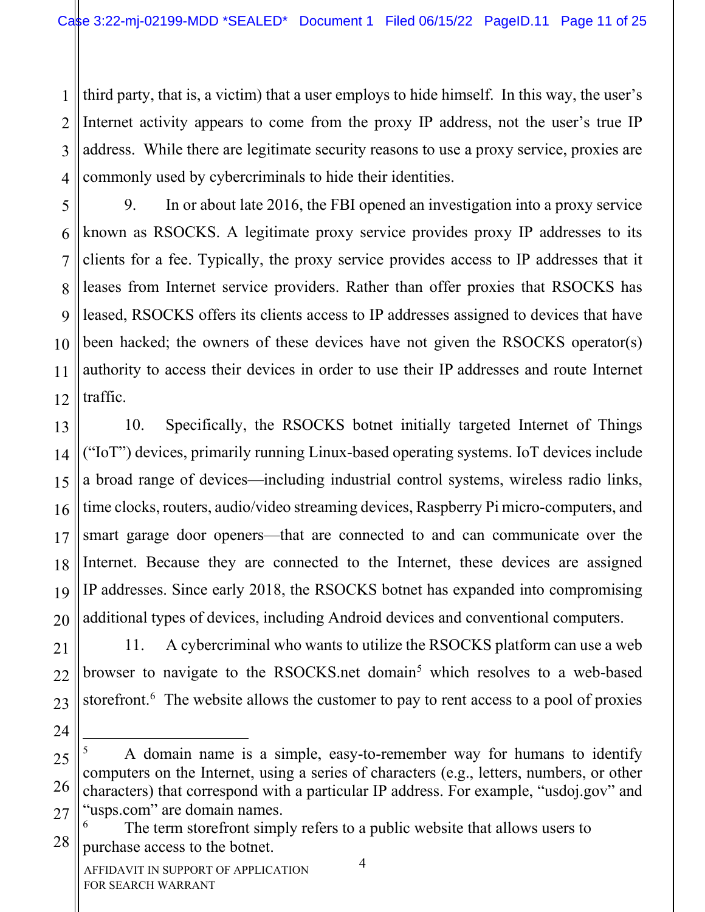third party, that is, a victim) that a user employs to hide himself. In this way, the user's Internet activity appears to come from the proxy IP address, not the user's true IP address. While there are legitimate security reasons to use a proxy service, proxies are commonly used by cybercriminals to hide their identities.

9. In or about late 2016, the FBI opened an investigation into a proxy service known as RSOCKS. A legitimate proxy service provides proxy IP addresses to its clients for a fee. Typically, the proxy service provides access to IP addresses that it leases from Internet service providers. Rather than offer proxies that RSOCKS has leased, RSOCKS offers its clients access to IP addresses assigned to devices that have been hacked; the owners of these devices have not given the RSOCKS operator(s) authority to access their devices in order to use their IP addresses and route Internet traffic.

10. Specifically, the RSOCKS botnet initially targeted Internet of Things ("IoT") devices, primarily running Linux-based operating systems. IoT devices include a broad range of devices—including industrial control systems, wireless radio links, time clocks, routers, audio/video streaming devices, Raspberry Pi micro-computers, and smart garage door openers—that are connected to and can communicate over the Internet. Because they are connected to the Internet, these devices are assigned IP addresses. Since early 2018, the RSOCKS botnet has expanded into compromising additional types of devices, including Android devices and conventional computers.

11. A cybercriminal who wants to utilize the RSOCKS platform can use a web browser to navigate to the RSOCKS.net domain[5] which resolves to a web-based storefront.[6] The website allows the customer to pay to rent access to a pool of proxies

---

[5] A domain name is a simple, easy-to-remember way for humans to identify computers on the Internet, using a series of characters (e.g., letters, numbers, or other characters) that correspond with a particular IP address. For example, "usdoj.gov" and "usps.com" are domain names.

[6] The term storefront simply refers to a public website that allows users to purchase access to the botnet.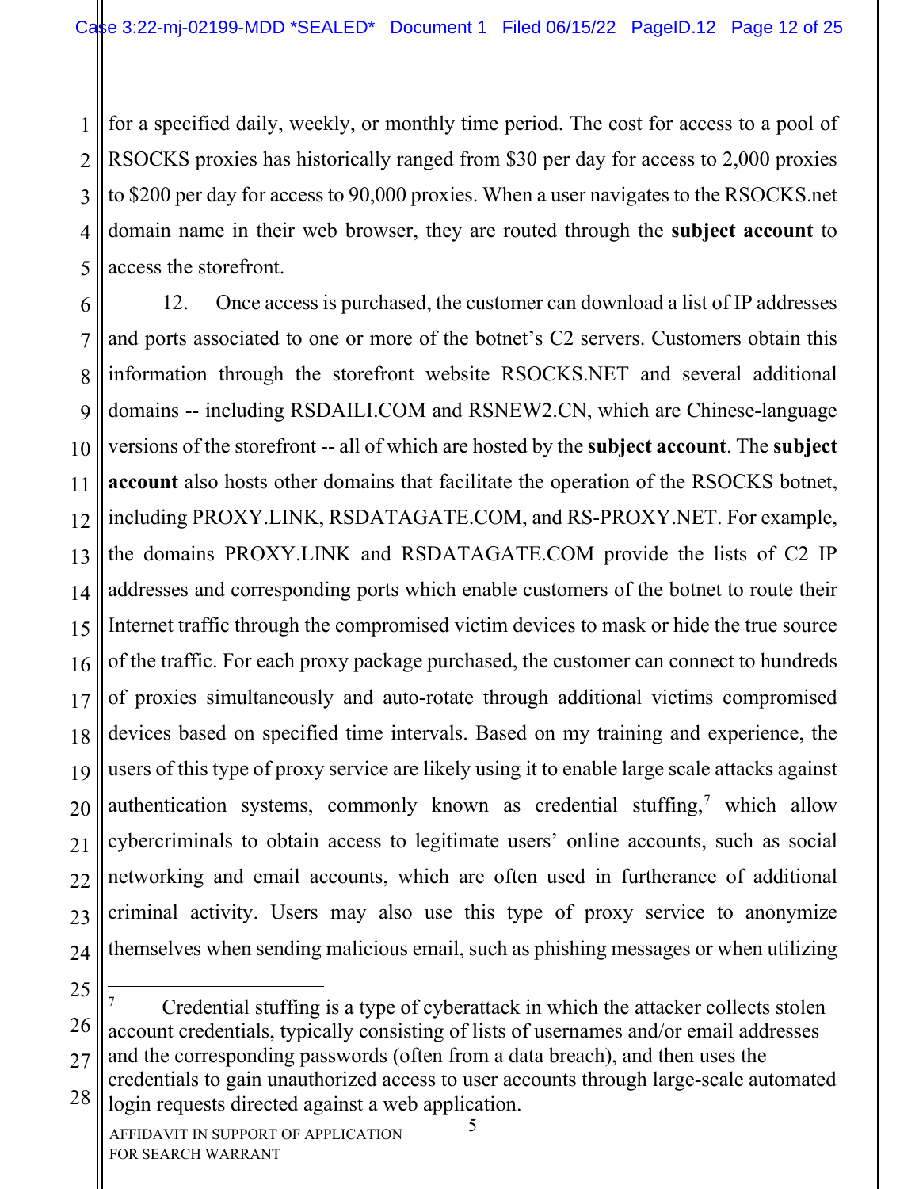for a specified daily, weekly, or monthly time period. The cost for access to a pool of RSOCKS proxies has historically ranged from $30 per day for access to 2,000 proxies to $200 per day for access to 90,000 proxies. When a user navigates to the RSOCKS.net domain name in their web browser, they are routed through the **subject account** to access the storefront.

12. Once access is purchased, the customer can download a list of IP addresses and ports associated to one or more of the botnet's C2 servers. Customers obtain this information through the storefront website RSOCKS.NET and several additional domains -- including RSDAILI.COM and RSNEW2.CN, which are Chinese-language versions of the storefront -- all of which are hosted by the **subject account**. The **subject account** also hosts other domains that facilitate the operation of the RSOCKS botnet, including PROXY.LINK, RSDATAGATE.COM, and RS-PROXY.NET. For example, the domains PROXY.LINK and RSDATAGATE.COM provide the lists of C2 IP addresses and corresponding ports which enable customers of the botnet to route their Internet traffic through the compromised victim devices to mask or hide the true source of the traffic. For each proxy package purchased, the customer can connect to hundreds of proxies simultaneously and auto-rotate through additional victims compromised devices based on specified time intervals. Based on my training and experience, the users of this type of proxy service are likely using it to enable large scale attacks against authentication systems, commonly known as credential stuffing,[7] which allow cybercriminals to obtain access to legitimate users' online accounts, such as social networking and email accounts, which are often used in furtherance of additional criminal activity. Users may also use this type of proxy service to anonymize themselves when sending malicious email, such as phishing messages or when utilizing

---

[7] Credential stuffing is a type of cyberattack in which the attacker collects stolen account credentials, typically consisting of lists of usernames and/or email addresses and the corresponding passwords (often from a data breach), and then uses the credentials to gain unauthorized access to user accounts through large-scale automated login requests directed against a web application.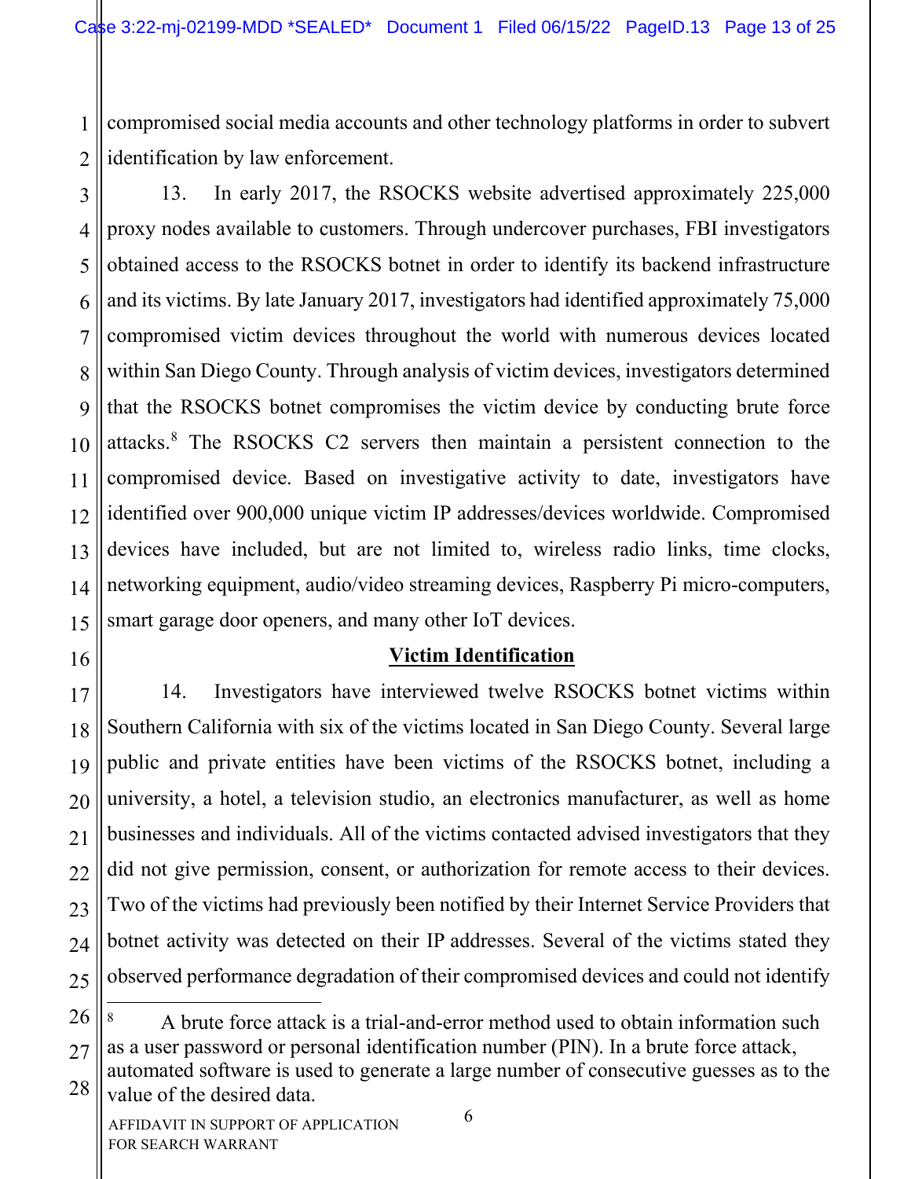compromised social media accounts and other technology platforms in order to subvert identification by law enforcement.

13. In early 2017, the RSOCKS website advertised approximately 225,000 proxy nodes available to customers. Through undercover purchases, FBI investigators obtained access to the RSOCKS botnet in order to identify its backend infrastructure and its victims. By late January 2017, investigators had identified approximately 75,000 compromised victim devices throughout the world with numerous devices located within San Diego County. Through analysis of victim devices, investigators determined that the RSOCKS botnet compromises the victim device by conducting brute force attacks.[8] The RSOCKS C2 servers then maintain a persistent connection to the compromised device. Based on investigative activity to date, investigators have identified over 900,000 unique victim IP addresses/devices worldwide. Compromised devices have included, but are not limited to, wireless radio links, time clocks, networking equipment, audio/video streaming devices, Raspberry Pi micro-computers, smart garage door openers, and many other IoT devices.

**Victim Identification**

14. Investigators have interviewed twelve RSOCKS botnet victims within Southern California with six of the victims located in San Diego County. Several large public and private entities have been victims of the RSOCKS botnet, including a university, a hotel, a television studio, an electronics manufacturer, as well as home businesses and individuals. All of the victims contacted advised investigators that they did not give permission, consent, or authorization for remote access to their devices. Two of the victims had previously been notified by their Internet Service Providers that botnet activity was detected on their IP addresses. Several of the victims stated they observed performance degradation of their compromised devices and could not identify

---

[8] A brute force attack is a trial-and-error method used to obtain information such as a user password or personal identification number (PIN). In a brute force attack, automated software is used to generate a large number of consecutive guesses as to the value of the desired data.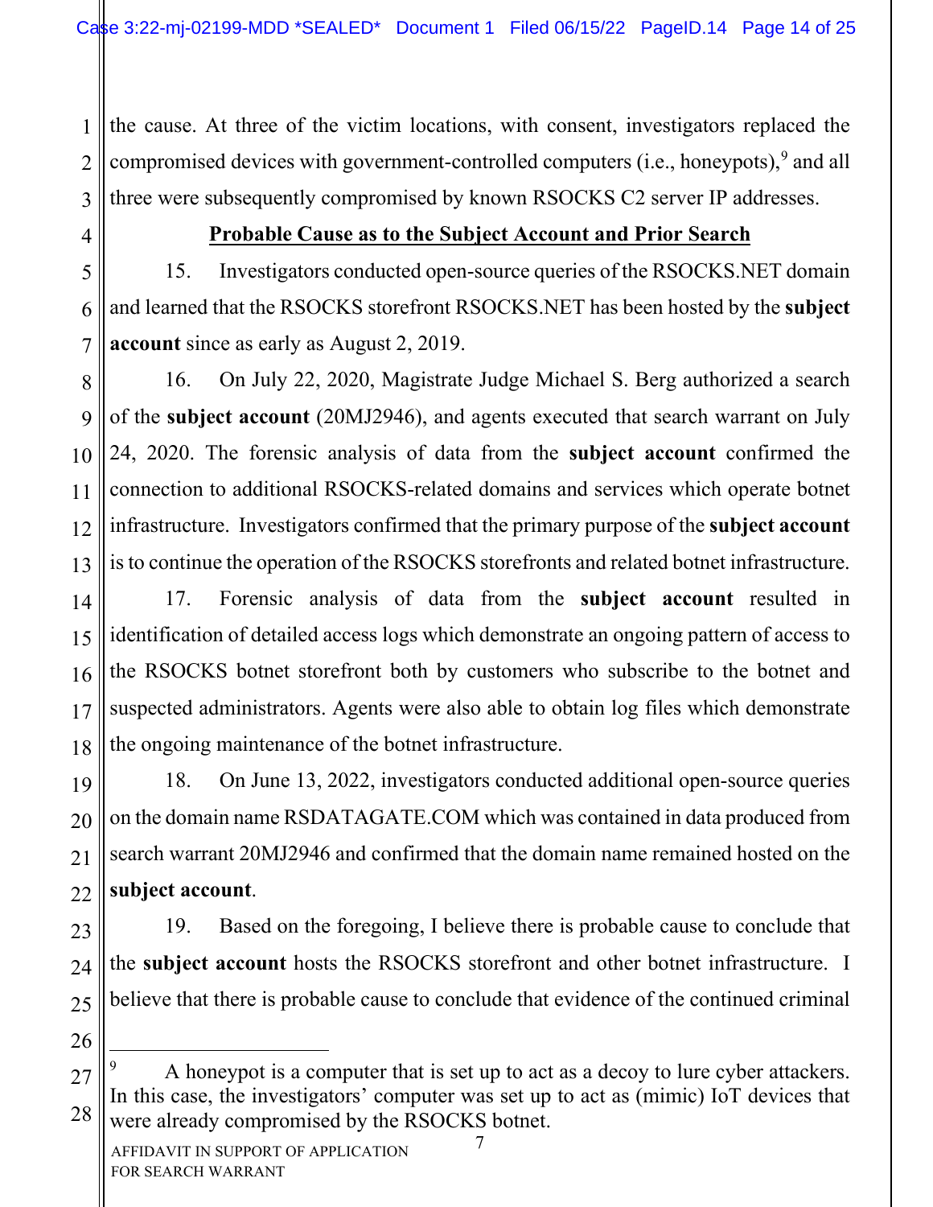the cause. At three of the victim locations, with consent, investigators replaced the compromised devices with government-controlled computers (i.e., honeypots),[9] and all three were subsequently compromised by known RSOCKS C2 server IP addresses.

**Probable Cause as to the Subject Account and Prior Search**

15. Investigators conducted open-source queries of the RSOCKS.NET domain and learned that the RSOCKS storefront RSOCKS.NET has been hosted by the **subject account** since as early as August 2, 2019.

16. On July 22, 2020, Magistrate Judge Michael S. Berg authorized a search of the **subject account** (20MJ2946), and agents executed that search warrant on July 24, 2020. The forensic analysis of data from the **subject account** confirmed the connection to additional RSOCKS-related domains and services which operate botnet infrastructure. Investigators confirmed that the primary purpose of the **subject account** is to continue the operation of the RSOCKS storefronts and related botnet infrastructure.

17. Forensic analysis of data from the **subject account** resulted in identification of detailed access logs which demonstrate an ongoing pattern of access to the RSOCKS botnet storefront both by customers who subscribe to the botnet and suspected administrators. Agents were also able to obtain log files which demonstrate the ongoing maintenance of the botnet infrastructure.

18. On June 13, 2022, investigators conducted additional open-source queries on the domain name RSDATAGATE.COM which was contained in data produced from search warrant 20MJ2946 and confirmed that the domain name remained hosted on the **subject account**.

19. Based on the foregoing, I believe there is probable cause to conclude that the **subject account** hosts the RSOCKS storefront and other botnet infrastructure. I believe that there is probable cause to conclude that evidence of the continued criminal

---

[9] A honeypot is a computer that is set up to act as a decoy to lure cyber attackers. In this case, the investigators' computer was set up to act as (mimic) IoT devices that were already compromised by the RSOCKS botnet.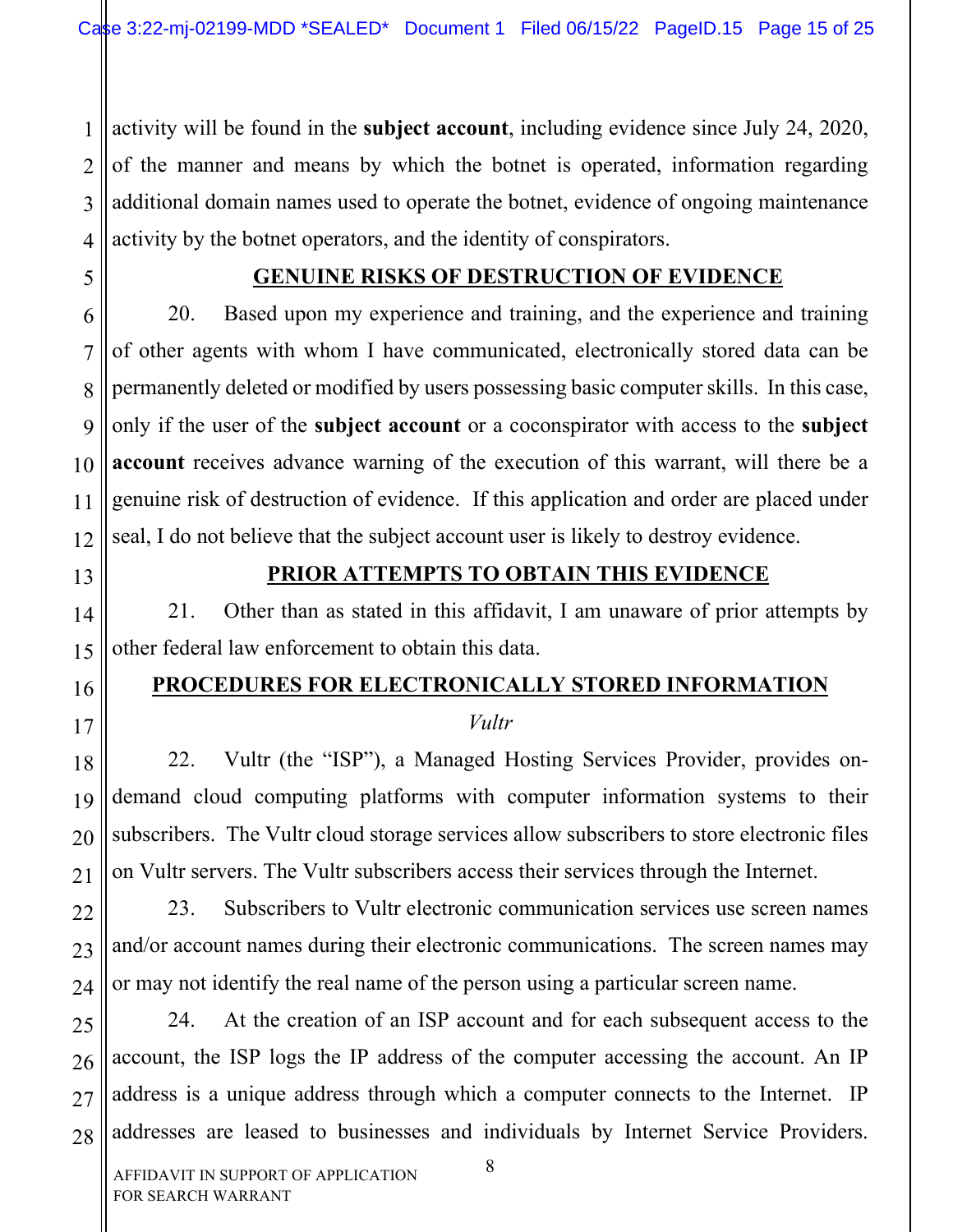activity will be found in the **subject account**, including evidence since July 24, 2020, of the manner and means by which the botnet is operated, information regarding additional domain names used to operate the botnet, evidence of ongoing maintenance activity by the botnet operators, and the identity of conspirators.

## GENUINE RISKS OF DESTRUCTION OF EVIDENCE

20. Based upon my experience and training, and the experience and training of other agents with whom I have communicated, electronically stored data can be permanently deleted or modified by users possessing basic computer skills. In this case, only if the user of the **subject account** or a coconspirator with access to the **subject account** receives advance warning of the execution of this warrant, will there be a genuine risk of destruction of evidence. If this application and order are placed under seal, I do not believe that the subject account user is likely to destroy evidence.

## PRIOR ATTEMPTS TO OBTAIN THIS EVIDENCE

21. Other than as stated in this affidavit, I am unaware of prior attempts by other federal law enforcement to obtain this data.

## PROCEDURES FOR ELECTRONICALLY STORED INFORMATION

*Vultr*

22. Vultr (the "ISP"), a Managed Hosting Services Provider, provides on-demand cloud computing platforms with computer information systems to their subscribers. The Vultr cloud storage services allow subscribers to store electronic files on Vultr servers. The Vultr subscribers access their services through the Internet.

23. Subscribers to Vultr electronic communication services use screen names and/or account names during their electronic communications. The screen names may or may not identify the real name of the person using a particular screen name.

24. At the creation of an ISP account and for each subsequent access to the account, the ISP logs the IP address of the computer accessing the account. An IP address is a unique address through which a computer connects to the Internet. IP addresses are leased to businesses and individuals by Internet Service Providers.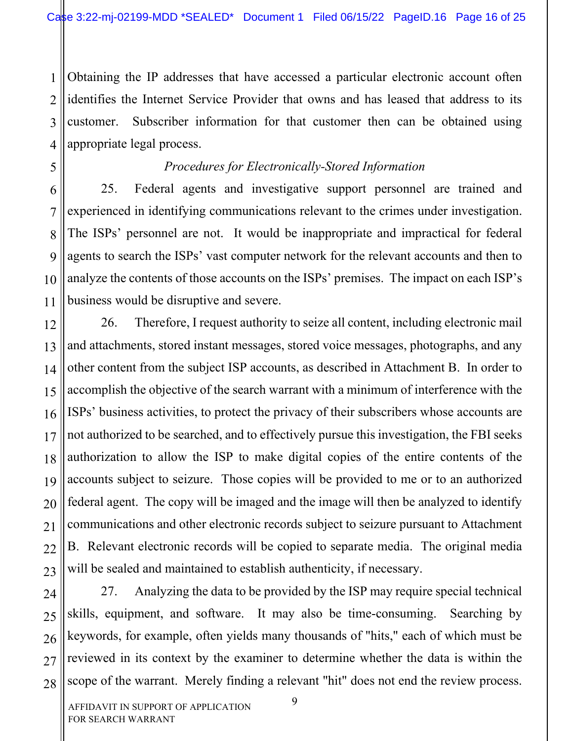Obtaining the IP addresses that have accessed a particular electronic account often identifies the Internet Service Provider that owns and has leased that address to its customer. Subscriber information for that customer then can be obtained using appropriate legal process.

*Procedures for Electronically-Stored Information*

25. Federal agents and investigative support personnel are trained and experienced in identifying communications relevant to the crimes under investigation. The ISPs' personnel are not. It would be inappropriate and impractical for federal agents to search the ISPs' vast computer network for the relevant accounts and then to analyze the contents of those accounts on the ISPs' premises. The impact on each ISP's business would be disruptive and severe.

26. Therefore, I request authority to seize all content, including electronic mail and attachments, stored instant messages, stored voice messages, photographs, and any other content from the subject ISP accounts, as described in Attachment B. In order to accomplish the objective of the search warrant with a minimum of interference with the ISPs' business activities, to protect the privacy of their subscribers whose accounts are not authorized to be searched, and to effectively pursue this investigation, the FBI seeks authorization to allow the ISP to make digital copies of the entire contents of the accounts subject to seizure. Those copies will be provided to me or to an authorized federal agent. The copy will be imaged and the image will then be analyzed to identify communications and other electronic records subject to seizure pursuant to Attachment B. Relevant electronic records will be copied to separate media. The original media will be sealed and maintained to establish authenticity, if necessary.

27. Analyzing the data to be provided by the ISP may require special technical skills, equipment, and software. It may also be time-consuming. Searching by keywords, for example, often yields many thousands of "hits," each of which must be reviewed in its context by the examiner to determine whether the data is within the scope of the warrant. Merely finding a relevant "hit" does not end the review process.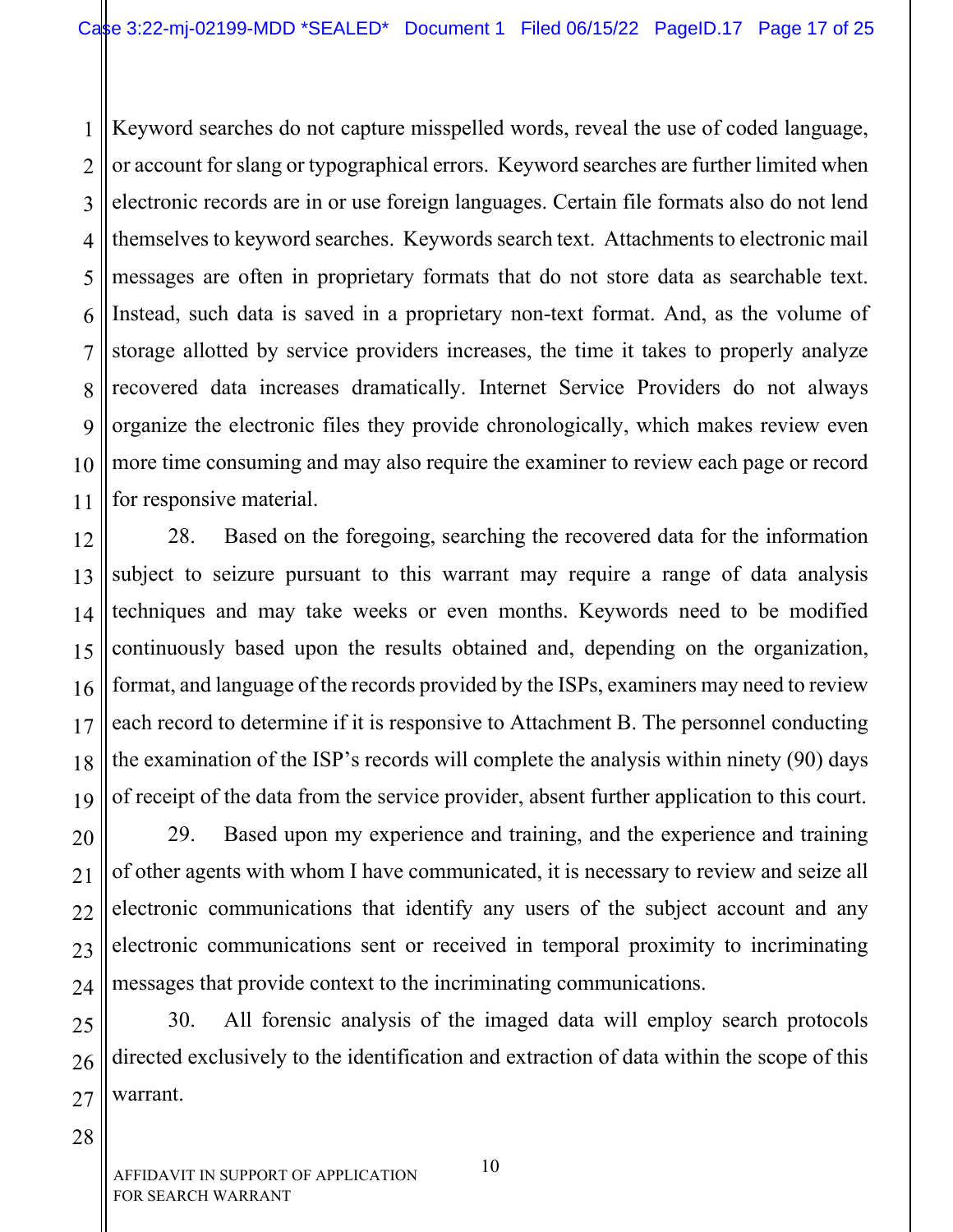Keyword searches do not capture misspelled words, reveal the use of coded language, or account for slang or typographical errors. Keyword searches are further limited when electronic records are in or use foreign languages. Certain file formats also do not lend themselves to keyword searches. Keywords search text. Attachments to electronic mail messages are often in proprietary formats that do not store data as searchable text. Instead, such data is saved in a proprietary non-text format. And, as the volume of storage allotted by service providers increases, the time it takes to properly analyze recovered data increases dramatically. Internet Service Providers do not always organize the electronic files they provide chronologically, which makes review even more time consuming and may also require the examiner to review each page or record for responsive material.

28. Based on the foregoing, searching the recovered data for the information subject to seizure pursuant to this warrant may require a range of data analysis techniques and may take weeks or even months. Keywords need to be modified continuously based upon the results obtained and, depending on the organization, format, and language of the records provided by the ISPs, examiners may need to review each record to determine if it is responsive to Attachment B. The personnel conducting the examination of the ISP's records will complete the analysis within ninety (90) days of receipt of the data from the service provider, absent further application to this court.

29. Based upon my experience and training, and the experience and training of other agents with whom I have communicated, it is necessary to review and seize all electronic communications that identify any users of the subject account and any electronic communications sent or received in temporal proximity to incriminating messages that provide context to the incriminating communications.

30. All forensic analysis of the imaged data will employ search protocols directed exclusively to the identification and extraction of data within the scope of this warrant.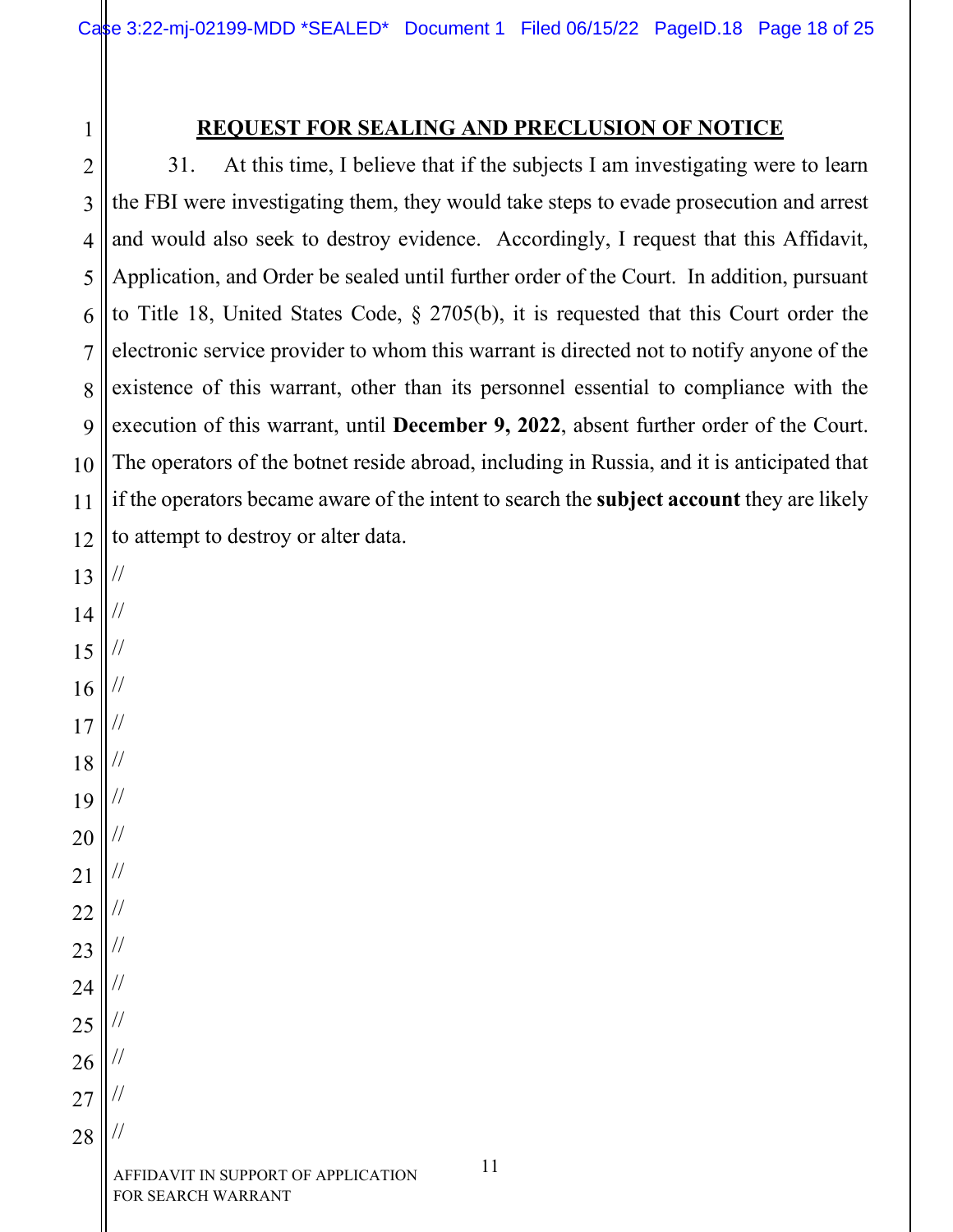## **REQUEST FOR SEALING AND PRECLUSION OF NOTICE**

31. At this time, I believe that if the subjects I am investigating were to learn the FBI were investigating them, they would take steps to evade prosecution and arrest and would also seek to destroy evidence. Accordingly, I request that this Affidavit, Application, and Order be sealed until further order of the Court. In addition, pursuant to Title 18, United States Code, § 2705(b), it is requested that this Court order the electronic service provider to whom this warrant is directed not to notify anyone of the existence of this warrant, other than its personnel essential to compliance with the execution of this warrant, until **December 9, 2022**, absent further order of the Court. The operators of the botnet reside abroad, including in Russia, and it is anticipated that if the operators became aware of the intent to search the **subject account** they are likely to attempt to destroy or alter data.

//
//
//
//
//
//
//
//
//
//
//
//
//
//
//
//

AFFIDAVIT IN SUPPORT OF APPLICATION FOR SEARCH WARRANT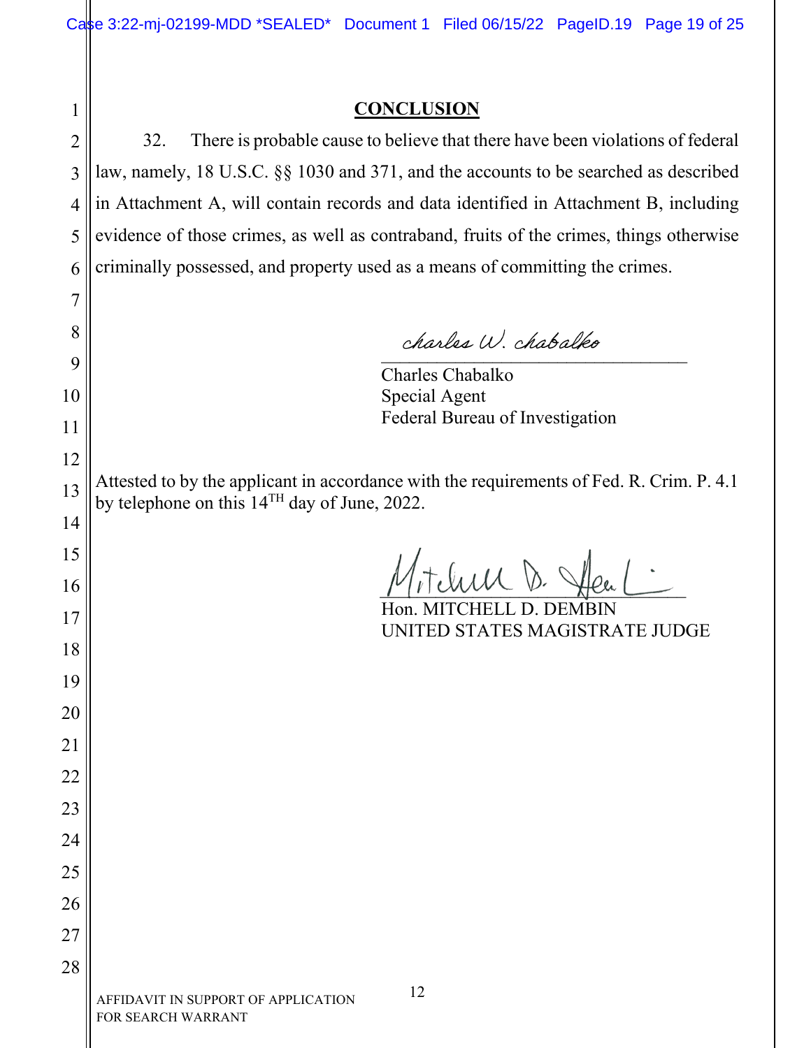## CONCLUSION

32. There is probable cause to believe that there have been violations of federal law, namely, 18 U.S.C. §§ 1030 and 371, and the accounts to be searched as described in Attachment A, will contain records and data identified in Attachment B, including evidence of those crimes, as well as contraband, fruits of the crimes, things otherwise criminally possessed, and property used as a means of committing the crimes.

*charles W. chabalko*

Charles Chabalko
Special Agent
Federal Bureau of Investigation

Attested to by the applicant in accordance with the requirements of Fed. R. Crim. P. 4.1 by telephone on this 14TH day of June, 2022.

*Mitchell D. Dembin*

Hon. MITCHELL D. DEMBIN
UNITED STATES MAGISTRATE JUDGE

AFFIDAVIT IN SUPPORT OF APPLICATION FOR SEARCH WARRANT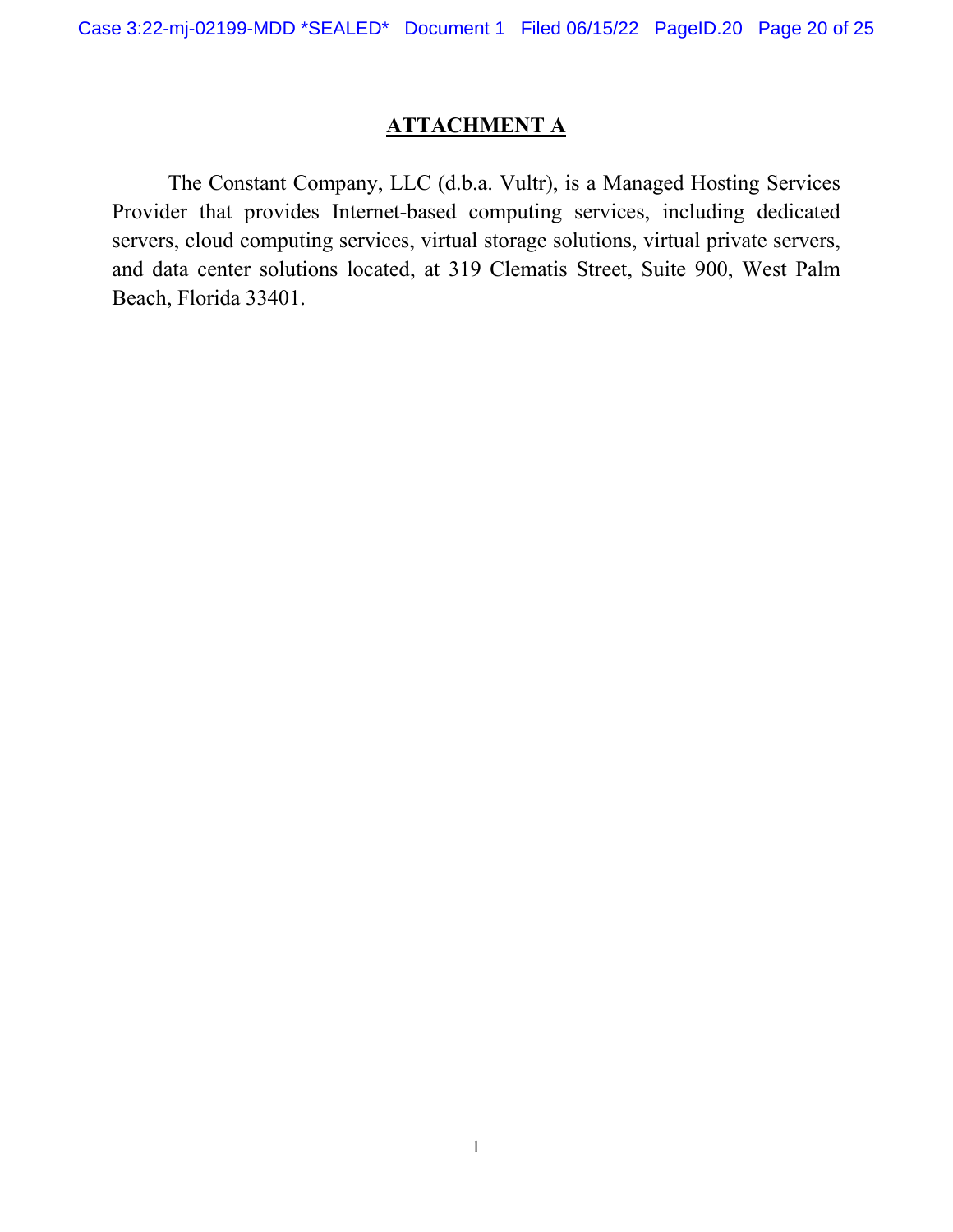# ATTACHMENT A

The Constant Company, LLC (d.b.a. Vultr), is a Managed Hosting Services Provider that provides Internet-based computing services, including dedicated servers, cloud computing services, virtual storage solutions, virtual private servers, and data center solutions located, at 319 Clematis Street, Suite 900, West Palm Beach, Florida 33401.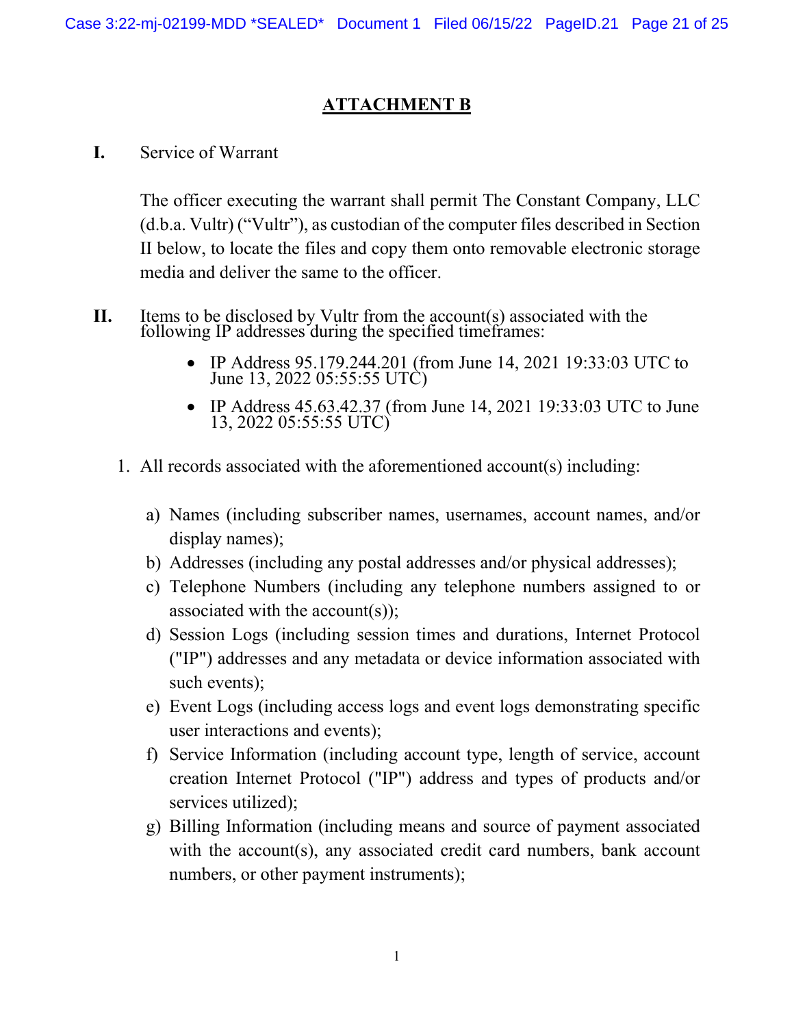# ATTACHMENT B

**I.** Service of Warrant

The officer executing the warrant shall permit The Constant Company, LLC (d.b.a. Vultr) ("Vultr"), as custodian of the computer files described in Section II below, to locate the files and copy them onto removable electronic storage media and deliver the same to the officer.

**II.** Items to be disclosed by Vultr from the account(s) associated with the following IP addresses during the specified timeframes:

- IP Address 95.179.244.201 (from June 14, 2021 19:33:03 UTC to June 13, 2022 05:55:55 UTC)
- IP Address 45.63.42.37 (from June 14, 2021 19:33:03 UTC to June 13, 2022 05:55:55 UTC)

1. All records associated with the aforementioned account(s) including:

   a) Names (including subscriber names, usernames, account names, and/or display names);
   b) Addresses (including any postal addresses and/or physical addresses);
   c) Telephone Numbers (including any telephone numbers assigned to or associated with the account(s));
   d) Session Logs (including session times and durations, Internet Protocol ("IP") addresses and any metadata or device information associated with such events);
   e) Event Logs (including access logs and event logs demonstrating specific user interactions and events);
   f) Service Information (including account type, length of service, account creation Internet Protocol ("IP") address and types of products and/or services utilized);
   g) Billing Information (including means and source of payment associated with the account(s), any associated credit card numbers, bank account numbers, or other payment instruments);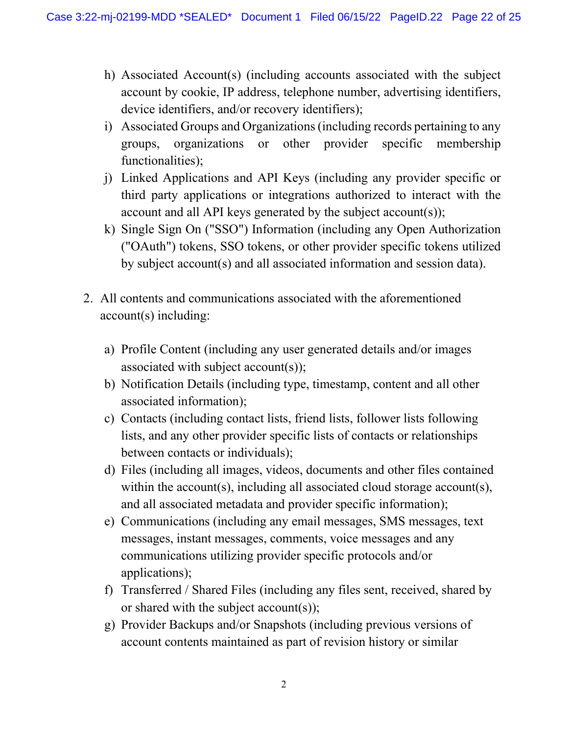h) Associated Account(s) (including accounts associated with the subject account by cookie, IP address, telephone number, advertising identifiers, device identifiers, and/or recovery identifiers);
i) Associated Groups and Organizations (including records pertaining to any groups, organizations or other provider specific membership functionalities);
j) Linked Applications and API Keys (including any provider specific or third party applications or integrations authorized to interact with the account and all API keys generated by the subject account(s));
k) Single Sign On ("SSO") Information (including any Open Authorization ("OAuth") tokens, SSO tokens, or other provider specific tokens utilized by subject account(s) and all associated information and session data).

2. All contents and communications associated with the aforementioned account(s) including:

   a) Profile Content (including any user generated details and/or images associated with subject account(s));
   b) Notification Details (including type, timestamp, content and all other associated information);
   c) Contacts (including contact lists, friend lists, follower lists following lists, and any other provider specific lists of contacts or relationships between contacts or individuals);
   d) Files (including all images, videos, documents and other files contained within the account(s), including all associated cloud storage account(s), and all associated metadata and provider specific information);
   e) Communications (including any email messages, SMS messages, text messages, instant messages, comments, voice messages and any communications utilizing provider specific protocols and/or applications);
   f) Transferred / Shared Files (including any files sent, received, shared by or shared with the subject account(s));
   g) Provider Backups and/or Snapshots (including previous versions of account contents maintained as part of revision history or similar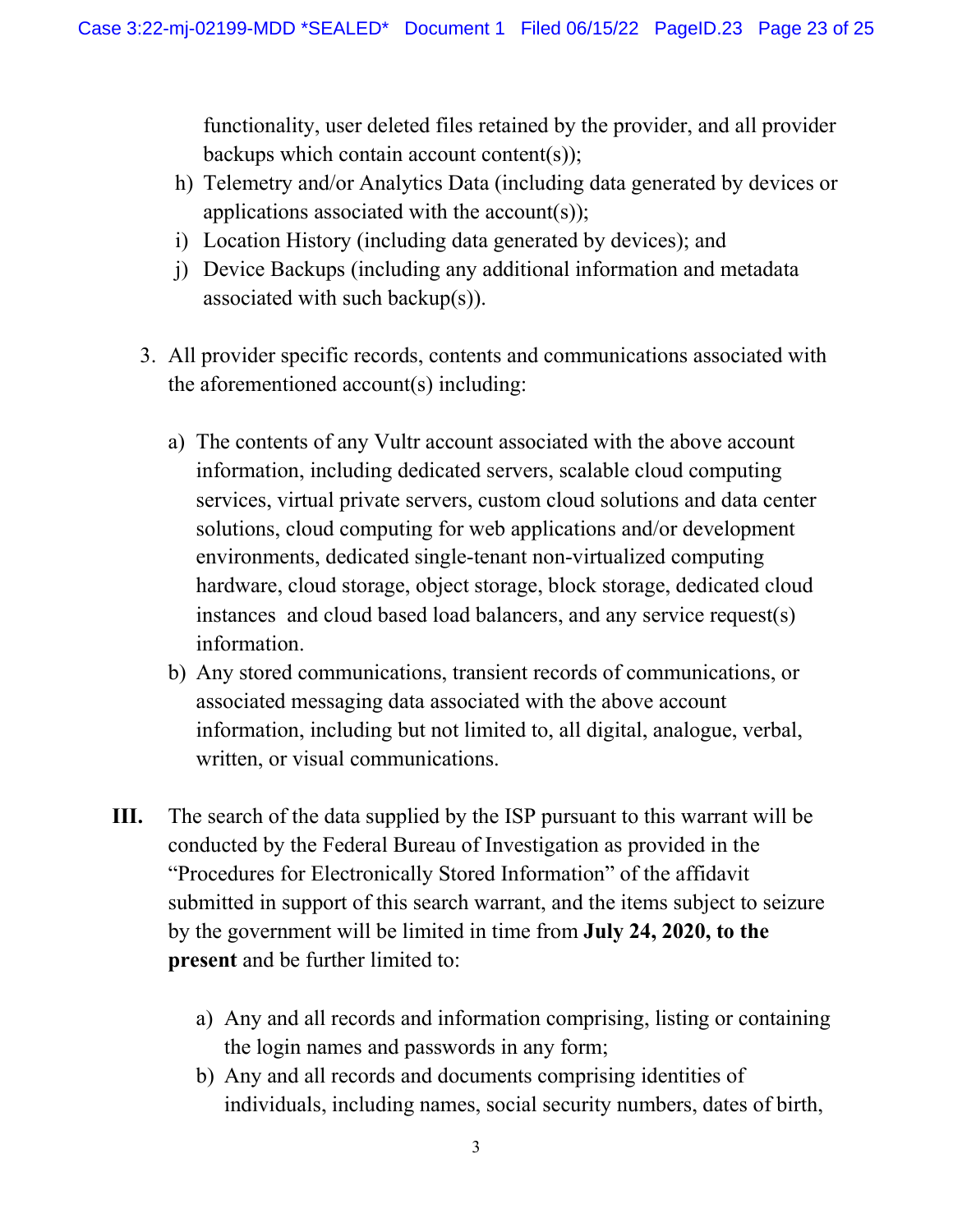functionality, user deleted files retained by the provider, and all provider backups which contain account content(s));

h) Telemetry and/or Analytics Data (including data generated by devices or applications associated with the account(s));

i) Location History (including data generated by devices); and

j) Device Backups (including any additional information and metadata associated with such backup(s)).

3. All provider specific records, contents and communications associated with the aforementioned account(s) including:

   a) The contents of any Vultr account associated with the above account information, including dedicated servers, scalable cloud computing services, virtual private servers, custom cloud solutions and data center solutions, cloud computing for web applications and/or development environments, dedicated single-tenant non-virtualized computing hardware, cloud storage, object storage, block storage, dedicated cloud instances and cloud based load balancers, and any service request(s) information.

   b) Any stored communications, transient records of communications, or associated messaging data associated with the above account information, including but not limited to, all digital, analogue, verbal, written, or visual communications.

**III.** The search of the data supplied by the ISP pursuant to this warrant will be conducted by the Federal Bureau of Investigation as provided in the "Procedures for Electronically Stored Information" of the affidavit submitted in support of this search warrant, and the items subject to seizure by the government will be limited in time from **July 24, 2020, to the present** and be further limited to:

   a) Any and all records and information comprising, listing or containing the login names and passwords in any form;

   b) Any and all records and documents comprising identities of individuals, including names, social security numbers, dates of birth,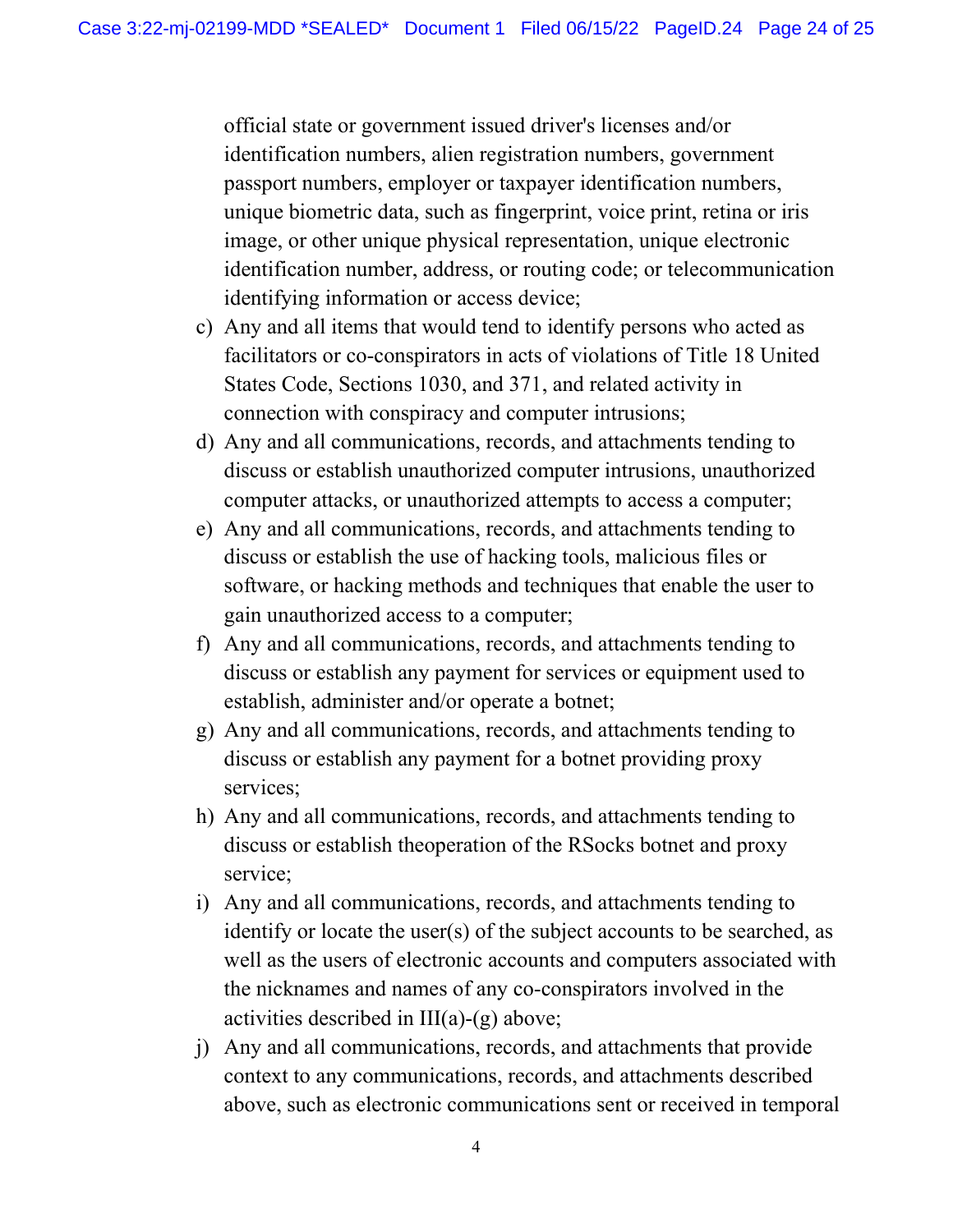official state or government issued driver's licenses and/or identification numbers, alien registration numbers, government passport numbers, employer or taxpayer identification numbers, unique biometric data, such as fingerprint, voice print, retina or iris image, or other unique physical representation, unique electronic identification number, address, or routing code; or telecommunication identifying information or access device;

c) Any and all items that would tend to identify persons who acted as facilitators or co-conspirators in acts of violations of Title 18 United States Code, Sections 1030, and 371, and related activity in connection with conspiracy and computer intrusions;

d) Any and all communications, records, and attachments tending to discuss or establish unauthorized computer intrusions, unauthorized computer attacks, or unauthorized attempts to access a computer;

e) Any and all communications, records, and attachments tending to discuss or establish the use of hacking tools, malicious files or software, or hacking methods and techniques that enable the user to gain unauthorized access to a computer;

f) Any and all communications, records, and attachments tending to discuss or establish any payment for services or equipment used to establish, administer and/or operate a botnet;

g) Any and all communications, records, and attachments tending to discuss or establish any payment for a botnet providing proxy services;

h) Any and all communications, records, and attachments tending to discuss or establish theoperation of the RSocks botnet and proxy service;

i) Any and all communications, records, and attachments tending to identify or locate the user(s) of the subject accounts to be searched, as well as the users of electronic accounts and computers associated with the nicknames and names of any co-conspirators involved in the activities described in III(a)-(g) above;

j) Any and all communications, records, and attachments that provide context to any communications, records, and attachments described above, such as electronic communications sent or received in temporal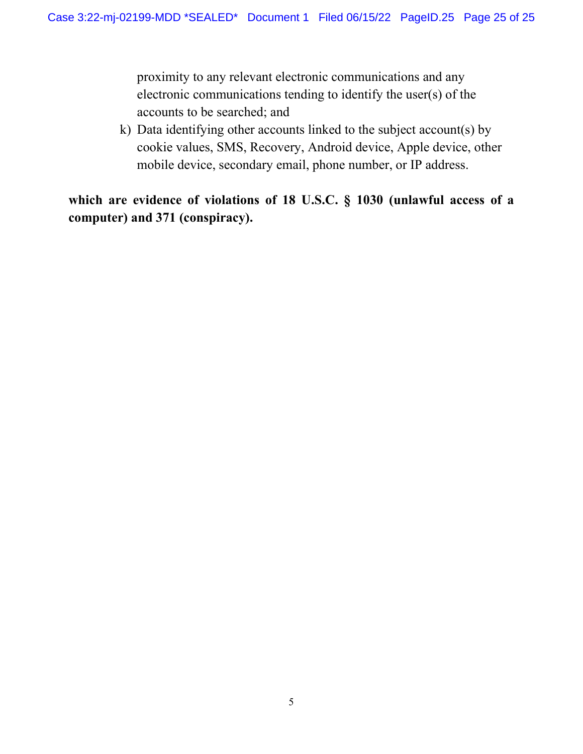proximity to any relevant electronic communications and any electronic communications tending to identify the user(s) of the accounts to be searched; and

k) Data identifying other accounts linked to the subject account(s) by cookie values, SMS, Recovery, Android device, Apple device, other mobile device, secondary email, phone number, or IP address.

**which are evidence of violations of 18 U.S.C. § 1030 (unlawful access of a computer) and 371 (conspiracy).**